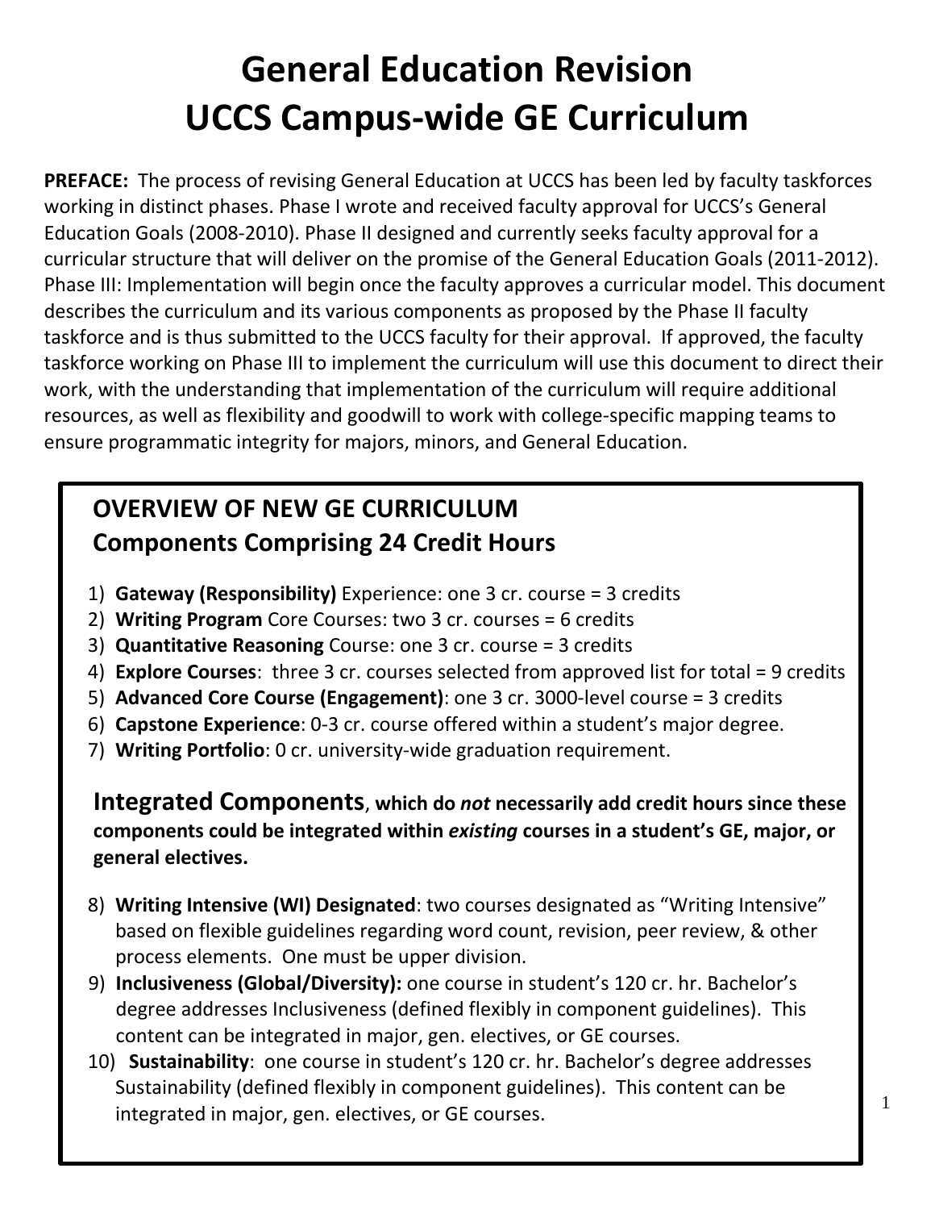# General Education Revision
# UCCS Campus-wide GE Curriculum

**PREFACE:** The process of revising General Education at UCCS has been led by faculty taskforces working in distinct phases. Phase I wrote and received faculty approval for UCCS's General Education Goals (2008-2010). Phase II designed and currently seeks faculty approval for a curricular structure that will deliver on the promise of the General Education Goals (2011-2012). Phase III: Implementation will begin once the faculty approves a curricular model. This document describes the curriculum and its various components as proposed by the Phase II faculty taskforce and is thus submitted to the UCCS faculty for their approval. If approved, the faculty taskforce working on Phase III to implement the curriculum will use this document to direct their work, with the understanding that implementation of the curriculum will require additional resources, as well as flexibility and goodwill to work with college-specific mapping teams to ensure programmatic integrity for majors, minors, and General Education.

## OVERVIEW OF NEW GE CURRICULUM
## Components Comprising 24 Credit Hours

1) **Gateway (Responsibility)** Experience: one 3 cr. course = 3 credits
2) **Writing Program** Core Courses: two 3 cr. courses = 6 credits
3) **Quantitative Reasoning** Course: one 3 cr. course = 3 credits
4) **Explore Courses**: three 3 cr. courses selected from approved list for total = 9 credits
5) **Advanced Core Course (Engagement)**: one 3 cr. 3000-level course = 3 credits
6) **Capstone Experience**: 0-3 cr. course offered within a student's major degree.
7) **Writing Portfolio**: 0 cr. university-wide graduation requirement.

**Integrated Components**, **which do *not* necessarily add credit hours since these components could be integrated within *existing* courses in a student's GE, major, or general electives.**

8) **Writing Intensive (WI) Designated**: two courses designated as "Writing Intensive" based on flexible guidelines regarding word count, revision, peer review, & other process elements. One must be upper division.
9) **Inclusiveness (Global/Diversity):** one course in student's 120 cr. hr. Bachelor's degree addresses Inclusiveness (defined flexibly in component guidelines). This content can be integrated in major, gen. electives, or GE courses.
10) **Sustainability**: one course in student's 120 cr. hr. Bachelor's degree addresses Sustainability (defined flexibly in component guidelines). This content can be integrated in major, gen. electives, or GE courses.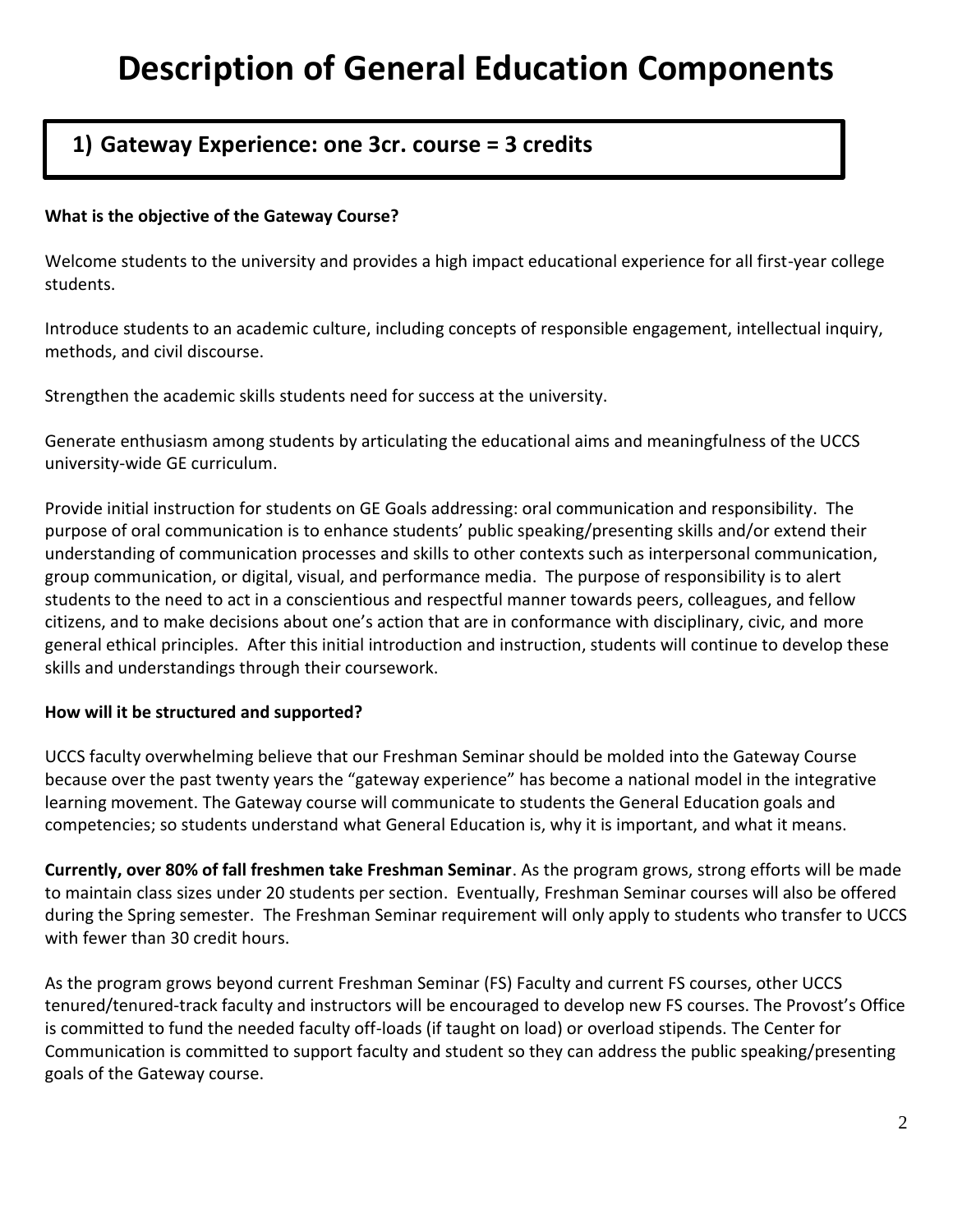# Description of General Education Components

## 1) Gateway Experience: one 3cr. course = 3 credits

**What is the objective of the Gateway Course?**

Welcome students to the university and provides a high impact educational experience for all first-year college students.

Introduce students to an academic culture, including concepts of responsible engagement, intellectual inquiry, methods, and civil discourse.

Strengthen the academic skills students need for success at the university.

Generate enthusiasm among students by articulating the educational aims and meaningfulness of the UCCS university-wide GE curriculum.

Provide initial instruction for students on GE Goals addressing: oral communication and responsibility. The purpose of oral communication is to enhance students' public speaking/presenting skills and/or extend their understanding of communication processes and skills to other contexts such as interpersonal communication, group communication, or digital, visual, and performance media. The purpose of responsibility is to alert students to the need to act in a conscientious and respectful manner towards peers, colleagues, and fellow citizens, and to make decisions about one's action that are in conformance with disciplinary, civic, and more general ethical principles. After this initial introduction and instruction, students will continue to develop these skills and understandings through their coursework.

**How will it be structured and supported?**

UCCS faculty overwhelming believe that our Freshman Seminar should be molded into the Gateway Course because over the past twenty years the "gateway experience" has become a national model in the integrative learning movement. The Gateway course will communicate to students the General Education goals and competencies; so students understand what General Education is, why it is important, and what it means.

**Currently, over 80% of fall freshmen take Freshman Seminar**. As the program grows, strong efforts will be made to maintain class sizes under 20 students per section. Eventually, Freshman Seminar courses will also be offered during the Spring semester. The Freshman Seminar requirement will only apply to students who transfer to UCCS with fewer than 30 credit hours.

As the program grows beyond current Freshman Seminar (FS) Faculty and current FS courses, other UCCS tenured/tenured-track faculty and instructors will be encouraged to develop new FS courses. The Provost's Office is committed to fund the needed faculty off-loads (if taught on load) or overload stipends. The Center for Communication is committed to support faculty and student so they can address the public speaking/presenting goals of the Gateway course.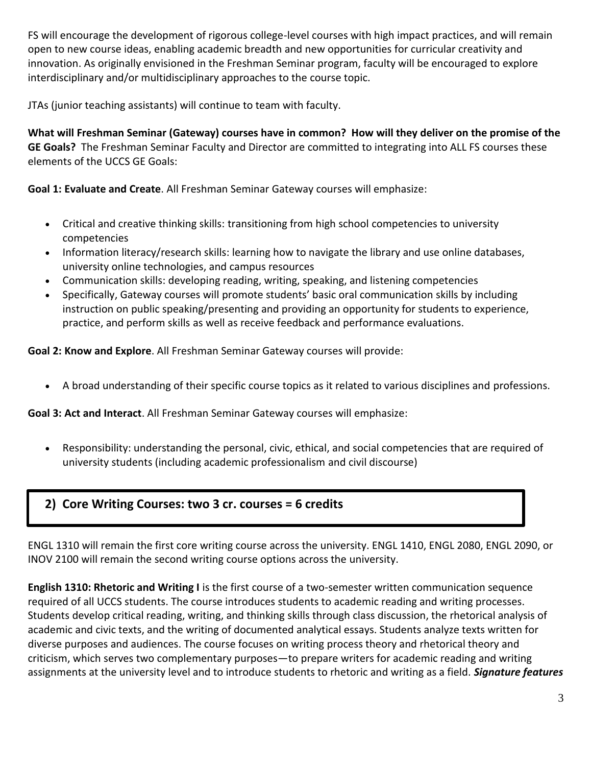FS will encourage the development of rigorous college-level courses with high impact practices, and will remain open to new course ideas, enabling academic breadth and new opportunities for curricular creativity and innovation. As originally envisioned in the Freshman Seminar program, faculty will be encouraged to explore interdisciplinary and/or multidisciplinary approaches to the course topic.

JTAs (junior teaching assistants) will continue to team with faculty.

**What will Freshman Seminar (Gateway) courses have in common? How will they deliver on the promise of the GE Goals?** The Freshman Seminar Faculty and Director are committed to integrating into ALL FS courses these elements of the UCCS GE Goals:

**Goal 1: Evaluate and Create**. All Freshman Seminar Gateway courses will emphasize:

- Critical and creative thinking skills: transitioning from high school competencies to university competencies
- Information literacy/research skills: learning how to navigate the library and use online databases, university online technologies, and campus resources
- Communication skills: developing reading, writing, speaking, and listening competencies
- Specifically, Gateway courses will promote students' basic oral communication skills by including instruction on public speaking/presenting and providing an opportunity for students to experience, practice, and perform skills as well as receive feedback and performance evaluations.

**Goal 2: Know and Explore**. All Freshman Seminar Gateway courses will provide:

- A broad understanding of their specific course topics as it related to various disciplines and professions.

**Goal 3: Act and Interact**. All Freshman Seminar Gateway courses will emphasize:

- Responsibility: understanding the personal, civic, ethical, and social competencies that are required of university students (including academic professionalism and civil discourse)

## 2) Core Writing Courses: two 3 cr. courses = 6 credits

ENGL 1310 will remain the first core writing course across the university. ENGL 1410, ENGL 2080, ENGL 2090, or INOV 2100 will remain the second writing course options across the university.

**English 1310: Rhetoric and Writing I** is the first course of a two-semester written communication sequence required of all UCCS students. The course introduces students to academic reading and writing processes. Students develop critical reading, writing, and thinking skills through class discussion, the rhetorical analysis of academic and civic texts, and the writing of documented analytical essays. Students analyze texts written for diverse purposes and audiences. The course focuses on writing process theory and rhetorical theory and criticism, which serves two complementary purposes—to prepare writers for academic reading and writing assignments at the university level and to introduce students to rhetoric and writing as a field. ***Signature features***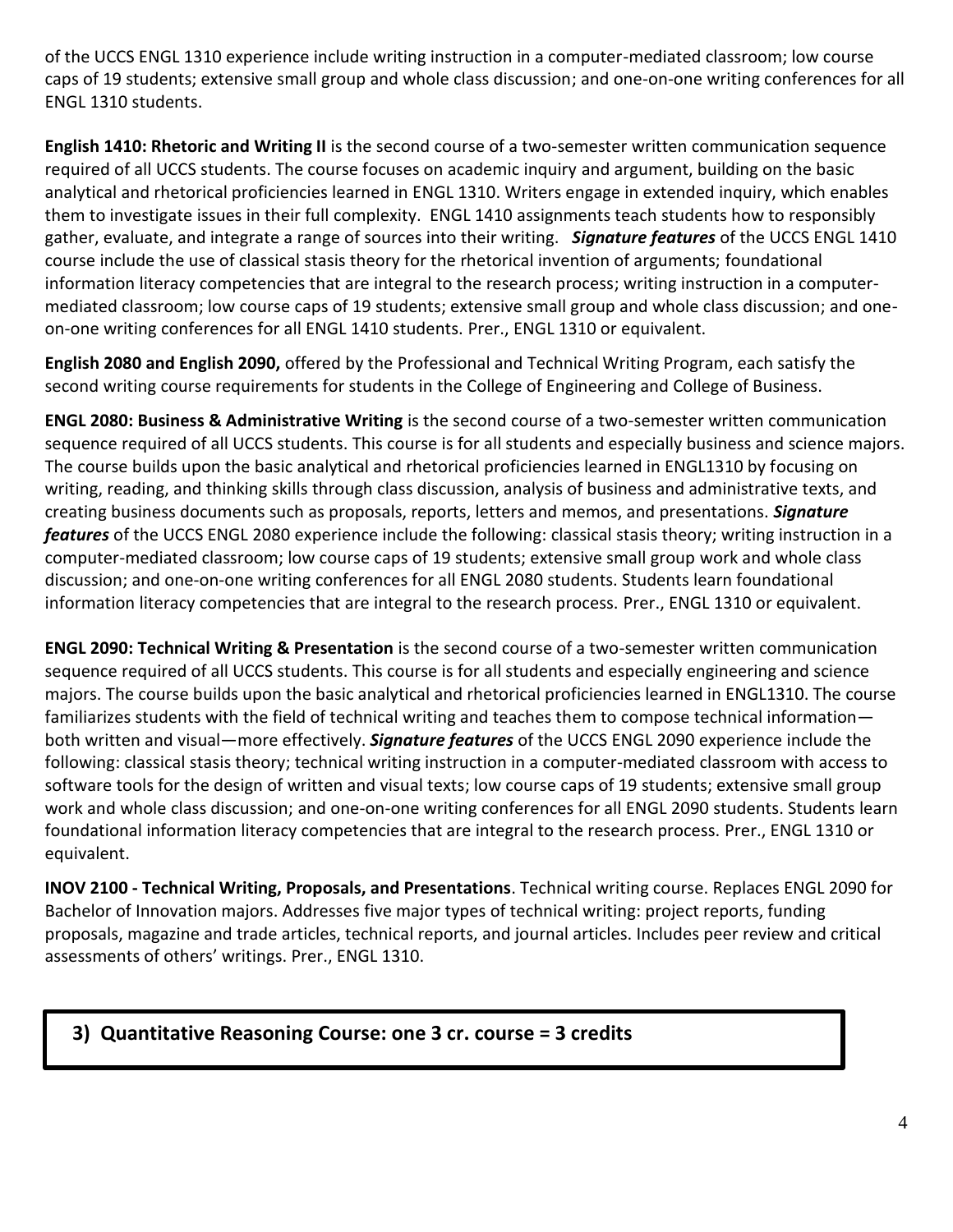of the UCCS ENGL 1310 experience include writing instruction in a computer-mediated classroom; low course caps of 19 students; extensive small group and whole class discussion; and one-on-one writing conferences for all ENGL 1310 students.

**English 1410: Rhetoric and Writing II** is the second course of a two-semester written communication sequence required of all UCCS students. The course focuses on academic inquiry and argument, building on the basic analytical and rhetorical proficiencies learned in ENGL 1310. Writers engage in extended inquiry, which enables them to investigate issues in their full complexity. ENGL 1410 assignments teach students how to responsibly gather, evaluate, and integrate a range of sources into their writing. ***Signature features*** of the UCCS ENGL 1410 course include the use of classical stasis theory for the rhetorical invention of arguments; foundational information literacy competencies that are integral to the research process; writing instruction in a computer-mediated classroom; low course caps of 19 students; extensive small group and whole class discussion; and one-on-one writing conferences for all ENGL 1410 students. Prer., ENGL 1310 or equivalent.

**English 2080 and English 2090,** offered by the Professional and Technical Writing Program, each satisfy the second writing course requirements for students in the College of Engineering and College of Business.

**ENGL 2080: Business & Administrative Writing** is the second course of a two-semester written communication sequence required of all UCCS students. This course is for all students and especially business and science majors. The course builds upon the basic analytical and rhetorical proficiencies learned in ENGL1310 by focusing on writing, reading, and thinking skills through class discussion, analysis of business and administrative texts, and creating business documents such as proposals, reports, letters and memos, and presentations. ***Signature features*** of the UCCS ENGL 2080 experience include the following: classical stasis theory; writing instruction in a computer-mediated classroom; low course caps of 19 students; extensive small group work and whole class discussion; and one-on-one writing conferences for all ENGL 2080 students. Students learn foundational information literacy competencies that are integral to the research process. Prer., ENGL 1310 or equivalent.

**ENGL 2090: Technical Writing & Presentation** is the second course of a two-semester written communication sequence required of all UCCS students. This course is for all students and especially engineering and science majors. The course builds upon the basic analytical and rhetorical proficiencies learned in ENGL1310. The course familiarizes students with the field of technical writing and teaches them to compose technical information—both written and visual—more effectively. ***Signature features*** of the UCCS ENGL 2090 experience include the following: classical stasis theory; technical writing instruction in a computer-mediated classroom with access to software tools for the design of written and visual texts; low course caps of 19 students; extensive small group work and whole class discussion; and one-on-one writing conferences for all ENGL 2090 students. Students learn foundational information literacy competencies that are integral to the research process. Prer., ENGL 1310 or equivalent.

**INOV 2100 - Technical Writing, Proposals, and Presentations**. Technical writing course. Replaces ENGL 2090 for Bachelor of Innovation majors. Addresses five major types of technical writing: project reports, funding proposals, magazine and trade articles, technical reports, and journal articles. Includes peer review and critical assessments of others' writings. Prer., ENGL 1310.

## 3) Quantitative Reasoning Course: one 3 cr. course = 3 credits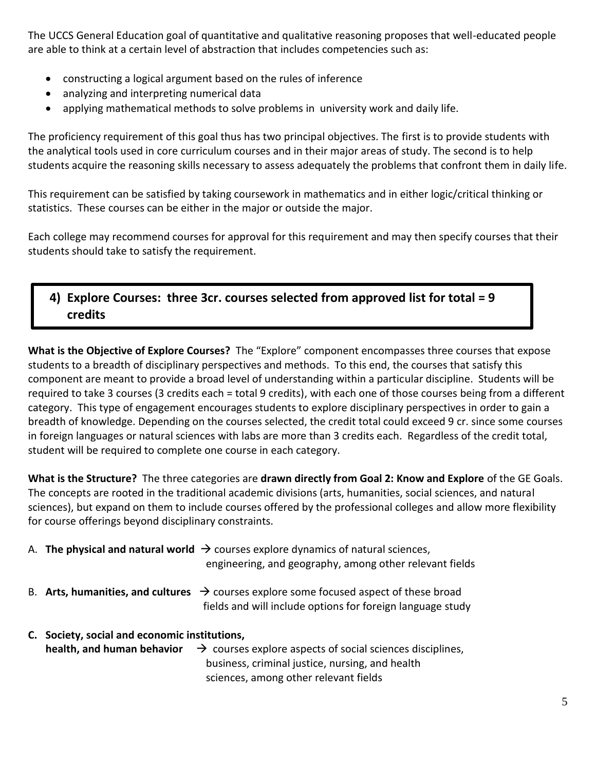The UCCS General Education goal of quantitative and qualitative reasoning proposes that well-educated people are able to think at a certain level of abstraction that includes competencies such as:

- constructing a logical argument based on the rules of inference
- analyzing and interpreting numerical data
- applying mathematical methods to solve problems in university work and daily life.

The proficiency requirement of this goal thus has two principal objectives. The first is to provide students with the analytical tools used in core curriculum courses and in their major areas of study. The second is to help students acquire the reasoning skills necessary to assess adequately the problems that confront them in daily life.

This requirement can be satisfied by taking coursework in mathematics and in either logic/critical thinking or statistics. These courses can be either in the major or outside the major.

Each college may recommend courses for approval for this requirement and may then specify courses that their students should take to satisfy the requirement.

## 4) Explore Courses: three 3cr. courses selected from approved list for total = 9 credits

**What is the Objective of Explore Courses?** The "Explore" component encompasses three courses that expose students to a breadth of disciplinary perspectives and methods. To this end, the courses that satisfy this component are meant to provide a broad level of understanding within a particular discipline. Students will be required to take 3 courses (3 credits each = total 9 credits), with each one of those courses being from a different category. This type of engagement encourages students to explore disciplinary perspectives in order to gain a breadth of knowledge. Depending on the courses selected, the credit total could exceed 9 cr. since some courses in foreign languages or natural sciences with labs are more than 3 credits each. Regardless of the credit total, student will be required to complete one course in each category.

**What is the Structure?** The three categories are **drawn directly from Goal 2: Know and Explore** of the GE Goals. The concepts are rooted in the traditional academic divisions (arts, humanities, social sciences, and natural sciences), but expand on them to include courses offered by the professional colleges and allow more flexibility for course offerings beyond disciplinary constraints.

A. **The physical and natural world** → courses explore dynamics of natural sciences, engineering, and geography, among other relevant fields

B. **Arts, humanities, and cultures** → courses explore some focused aspect of these broad fields and will include options for foreign language study

C. **Society, social and economic institutions, health, and human behavior** → courses explore aspects of social sciences disciplines, business, criminal justice, nursing, and health sciences, among other relevant fields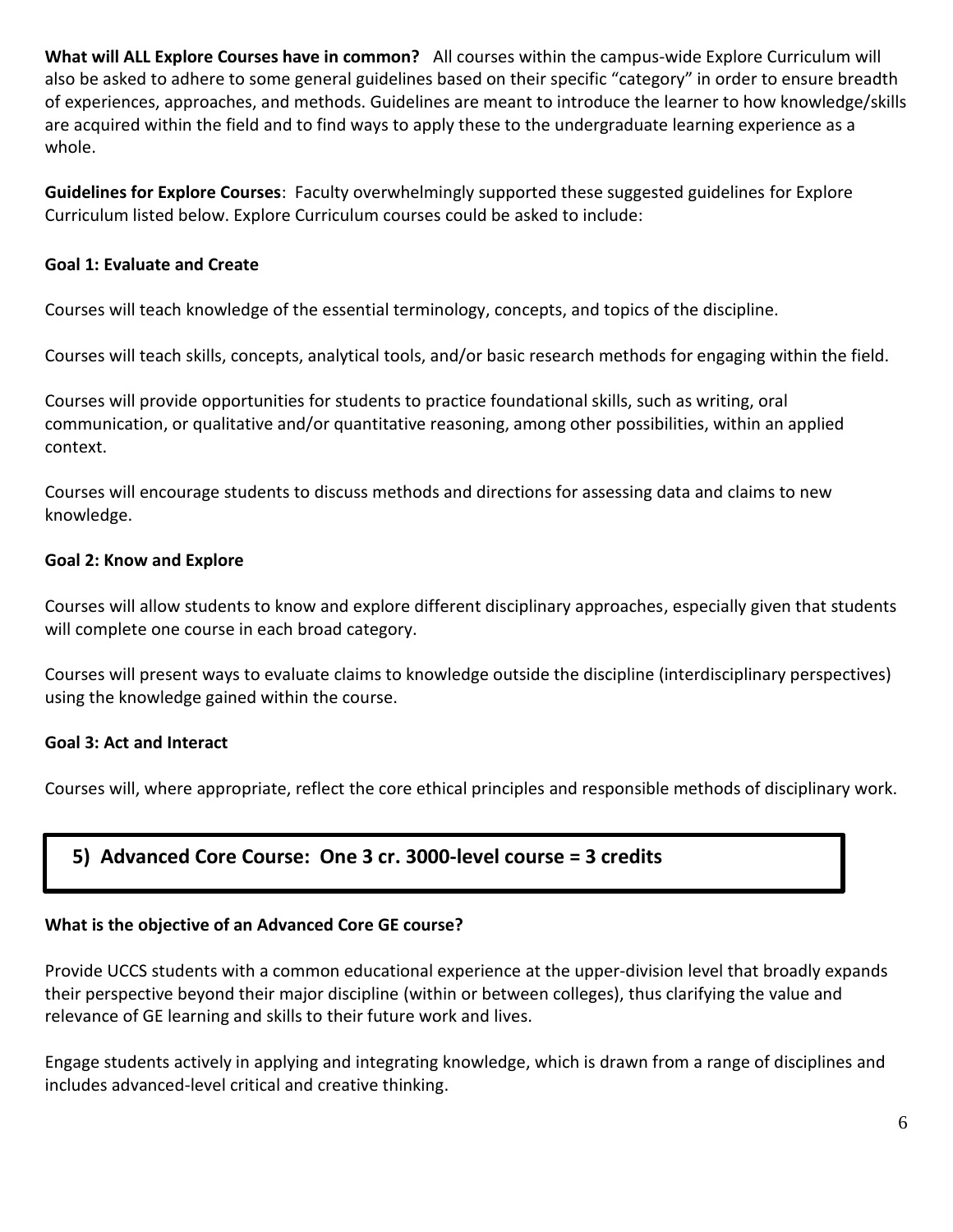**What will ALL Explore Courses have in common?** All courses within the campus-wide Explore Curriculum will also be asked to adhere to some general guidelines based on their specific "category" in order to ensure breadth of experiences, approaches, and methods. Guidelines are meant to introduce the learner to how knowledge/skills are acquired within the field and to find ways to apply these to the undergraduate learning experience as a whole.

**Guidelines for Explore Courses**: Faculty overwhelmingly supported these suggested guidelines for Explore Curriculum listed below. Explore Curriculum courses could be asked to include:

**Goal 1: Evaluate and Create**

Courses will teach knowledge of the essential terminology, concepts, and topics of the discipline.

Courses will teach skills, concepts, analytical tools, and/or basic research methods for engaging within the field.

Courses will provide opportunities for students to practice foundational skills, such as writing, oral communication, or qualitative and/or quantitative reasoning, among other possibilities, within an applied context.

Courses will encourage students to discuss methods and directions for assessing data and claims to new knowledge.

**Goal 2: Know and Explore**

Courses will allow students to know and explore different disciplinary approaches, especially given that students will complete one course in each broad category.

Courses will present ways to evaluate claims to knowledge outside the discipline (interdisciplinary perspectives) using the knowledge gained within the course.

**Goal 3: Act and Interact**

Courses will, where appropriate, reflect the core ethical principles and responsible methods of disciplinary work.

## 5) Advanced Core Course: One 3 cr. 3000-level course = 3 credits

**What is the objective of an Advanced Core GE course?**

Provide UCCS students with a common educational experience at the upper-division level that broadly expands their perspective beyond their major discipline (within or between colleges), thus clarifying the value and relevance of GE learning and skills to their future work and lives.

Engage students actively in applying and integrating knowledge, which is drawn from a range of disciplines and includes advanced-level critical and creative thinking.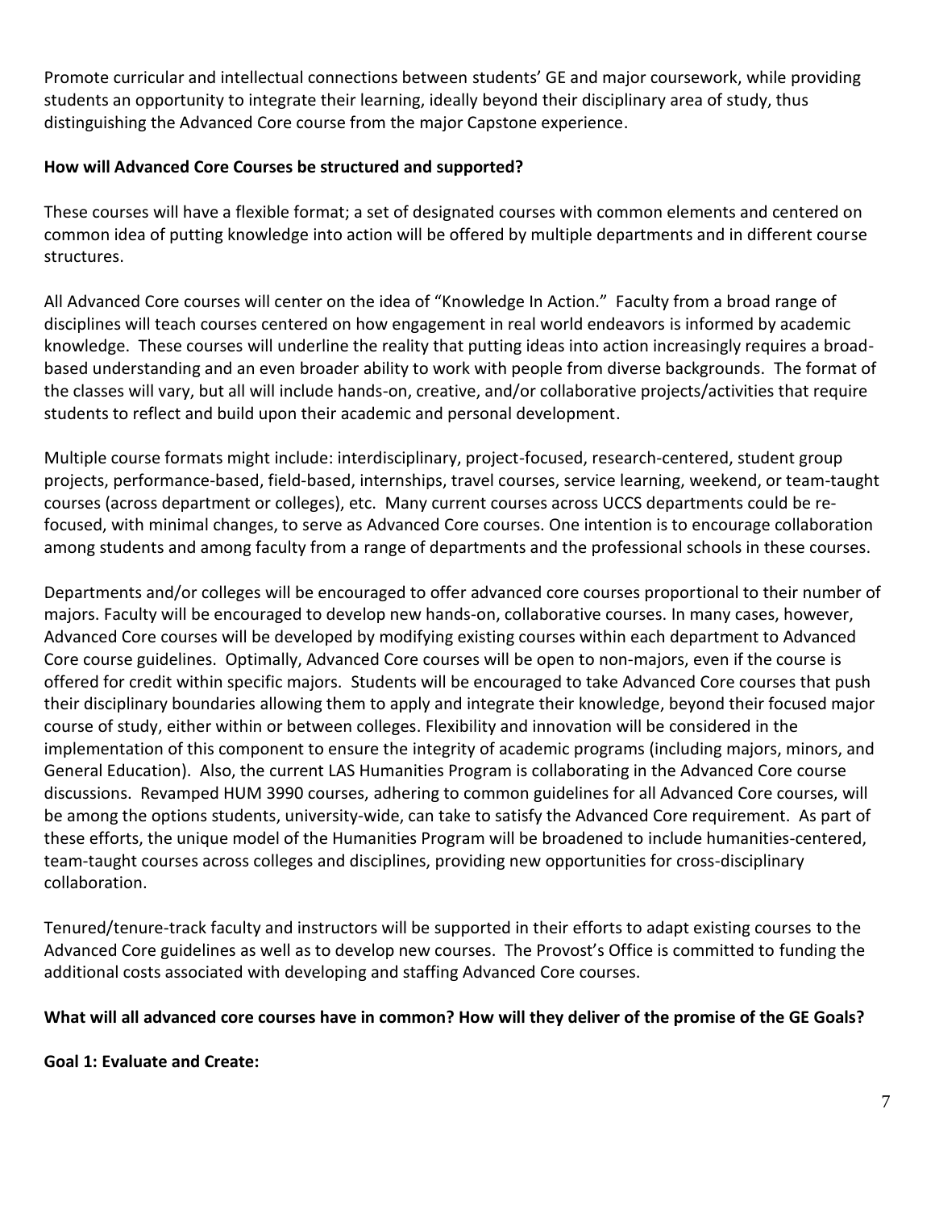Promote curricular and intellectual connections between students' GE and major coursework, while providing students an opportunity to integrate their learning, ideally beyond their disciplinary area of study, thus distinguishing the Advanced Core course from the major Capstone experience.

**How will Advanced Core Courses be structured and supported?**

These courses will have a flexible format; a set of designated courses with common elements and centered on common idea of putting knowledge into action will be offered by multiple departments and in different course structures.

All Advanced Core courses will center on the idea of "Knowledge In Action." Faculty from a broad range of disciplines will teach courses centered on how engagement in real world endeavors is informed by academic knowledge. These courses will underline the reality that putting ideas into action increasingly requires a broad-based understanding and an even broader ability to work with people from diverse backgrounds. The format of the classes will vary, but all will include hands-on, creative, and/or collaborative projects/activities that require students to reflect and build upon their academic and personal development.

Multiple course formats might include: interdisciplinary, project-focused, research-centered, student group projects, performance-based, field-based, internships, travel courses, service learning, weekend, or team-taught courses (across department or colleges), etc. Many current courses across UCCS departments could be re-focused, with minimal changes, to serve as Advanced Core courses. One intention is to encourage collaboration among students and among faculty from a range of departments and the professional schools in these courses.

Departments and/or colleges will be encouraged to offer advanced core courses proportional to their number of majors. Faculty will be encouraged to develop new hands-on, collaborative courses. In many cases, however, Advanced Core courses will be developed by modifying existing courses within each department to Advanced Core course guidelines. Optimally, Advanced Core courses will be open to non-majors, even if the course is offered for credit within specific majors. Students will be encouraged to take Advanced Core courses that push their disciplinary boundaries allowing them to apply and integrate their knowledge, beyond their focused major course of study, either within or between colleges. Flexibility and innovation will be considered in the implementation of this component to ensure the integrity of academic programs (including majors, minors, and General Education). Also, the current LAS Humanities Program is collaborating in the Advanced Core course discussions. Revamped HUM 3990 courses, adhering to common guidelines for all Advanced Core courses, will be among the options students, university-wide, can take to satisfy the Advanced Core requirement. As part of these efforts, the unique model of the Humanities Program will be broadened to include humanities-centered, team-taught courses across colleges and disciplines, providing new opportunities for cross-disciplinary collaboration.

Tenured/tenure-track faculty and instructors will be supported in their efforts to adapt existing courses to the Advanced Core guidelines as well as to develop new courses. The Provost's Office is committed to funding the additional costs associated with developing and staffing Advanced Core courses.

**What will all advanced core courses have in common? How will they deliver of the promise of the GE Goals?**

**Goal 1: Evaluate and Create:**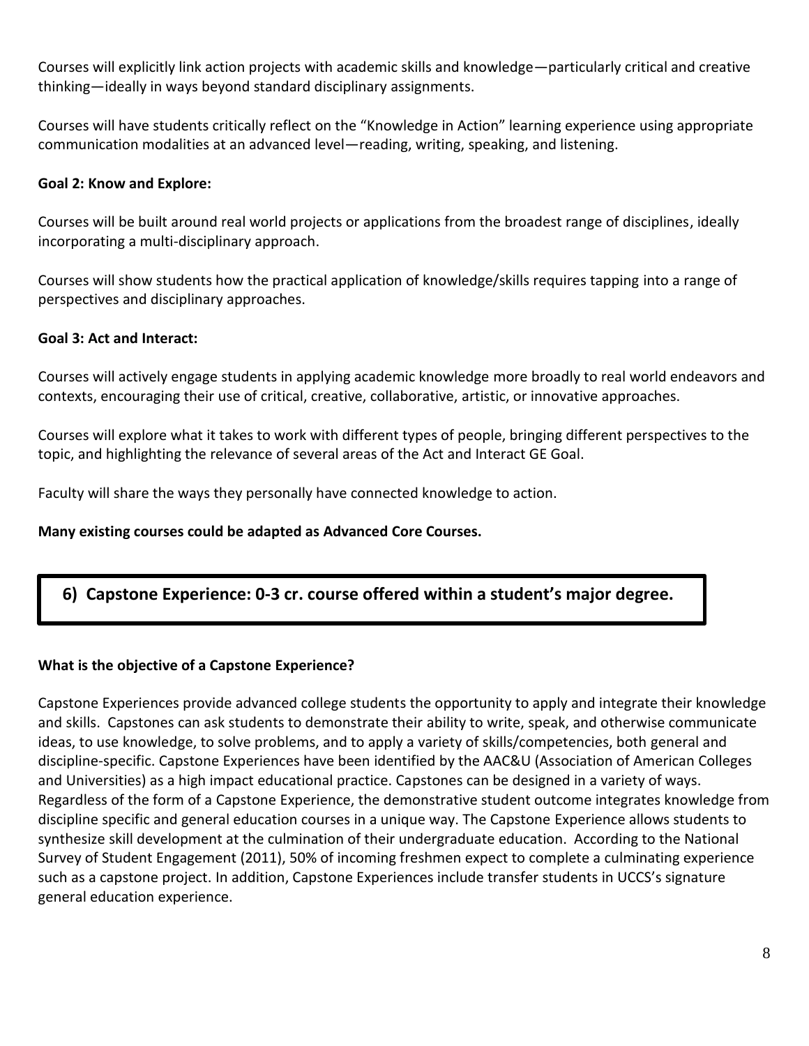Courses will explicitly link action projects with academic skills and knowledge—particularly critical and creative thinking—ideally in ways beyond standard disciplinary assignments.

Courses will have students critically reflect on the "Knowledge in Action" learning experience using appropriate communication modalities at an advanced level—reading, writing, speaking, and listening.

**Goal 2: Know and Explore:**

Courses will be built around real world projects or applications from the broadest range of disciplines, ideally incorporating a multi-disciplinary approach.

Courses will show students how the practical application of knowledge/skills requires tapping into a range of perspectives and disciplinary approaches.

**Goal 3: Act and Interact:**

Courses will actively engage students in applying academic knowledge more broadly to real world endeavors and contexts, encouraging their use of critical, creative, collaborative, artistic, or innovative approaches.

Courses will explore what it takes to work with different types of people, bringing different perspectives to the topic, and highlighting the relevance of several areas of the Act and Interact GE Goal.

Faculty will share the ways they personally have connected knowledge to action.

**Many existing courses could be adapted as Advanced Core Courses.**

## 6) Capstone Experience: 0-3 cr. course offered within a student's major degree.

**What is the objective of a Capstone Experience?**

Capstone Experiences provide advanced college students the opportunity to apply and integrate their knowledge and skills. Capstones can ask students to demonstrate their ability to write, speak, and otherwise communicate ideas, to use knowledge, to solve problems, and to apply a variety of skills/competencies, both general and discipline-specific. Capstone Experiences have been identified by the AAC&U (Association of American Colleges and Universities) as a high impact educational practice. Capstones can be designed in a variety of ways. Regardless of the form of a Capstone Experience, the demonstrative student outcome integrates knowledge from discipline specific and general education courses in a unique way. The Capstone Experience allows students to synthesize skill development at the culmination of their undergraduate education. According to the National Survey of Student Engagement (2011), 50% of incoming freshmen expect to complete a culminating experience such as a capstone project. In addition, Capstone Experiences include transfer students in UCCS's signature general education experience.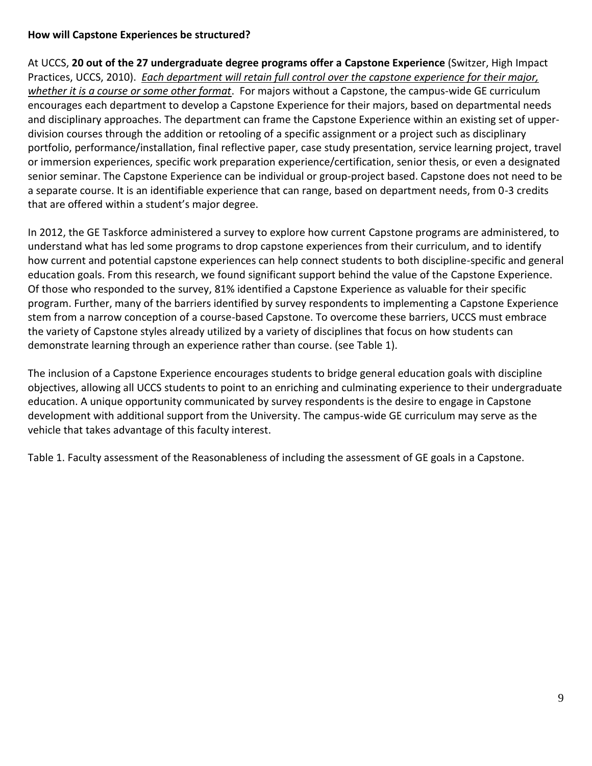**How will Capstone Experiences be structured?**

At UCCS, **20 out of the 27 undergraduate degree programs offer a Capstone Experience** (Switzer, High Impact Practices, UCCS, 2010). <u>*Each department will retain full control over the capstone experience for their major, whether it is a course or some other format*</u>. For majors without a Capstone, the campus-wide GE curriculum encourages each department to develop a Capstone Experience for their majors, based on departmental needs and disciplinary approaches. The department can frame the Capstone Experience within an existing set of upper-division courses through the addition or retooling of a specific assignment or a project such as disciplinary portfolio, performance/installation, final reflective paper, case study presentation, service learning project, travel or immersion experiences, specific work preparation experience/certification, senior thesis, or even a designated senior seminar. The Capstone Experience can be individual or group-project based. Capstone does not need to be a separate course. It is an identifiable experience that can range, based on department needs, from 0-3 credits that are offered within a student's major degree.

In 2012, the GE Taskforce administered a survey to explore how current Capstone programs are administered, to understand what has led some programs to drop capstone experiences from their curriculum, and to identify how current and potential capstone experiences can help connect students to both discipline-specific and general education goals. From this research, we found significant support behind the value of the Capstone Experience. Of those who responded to the survey, 81% identified a Capstone Experience as valuable for their specific program. Further, many of the barriers identified by survey respondents to implementing a Capstone Experience stem from a narrow conception of a course-based Capstone. To overcome these barriers, UCCS must embrace the variety of Capstone styles already utilized by a variety of disciplines that focus on how students can demonstrate learning through an experience rather than course. (see Table 1).

The inclusion of a Capstone Experience encourages students to bridge general education goals with discipline objectives, allowing all UCCS students to point to an enriching and culminating experience to their undergraduate education. A unique opportunity communicated by survey respondents is the desire to engage in Capstone development with additional support from the University. The campus-wide GE curriculum may serve as the vehicle that takes advantage of this faculty interest.

Table 1. Faculty assessment of the Reasonableness of including the assessment of GE goals in a Capstone.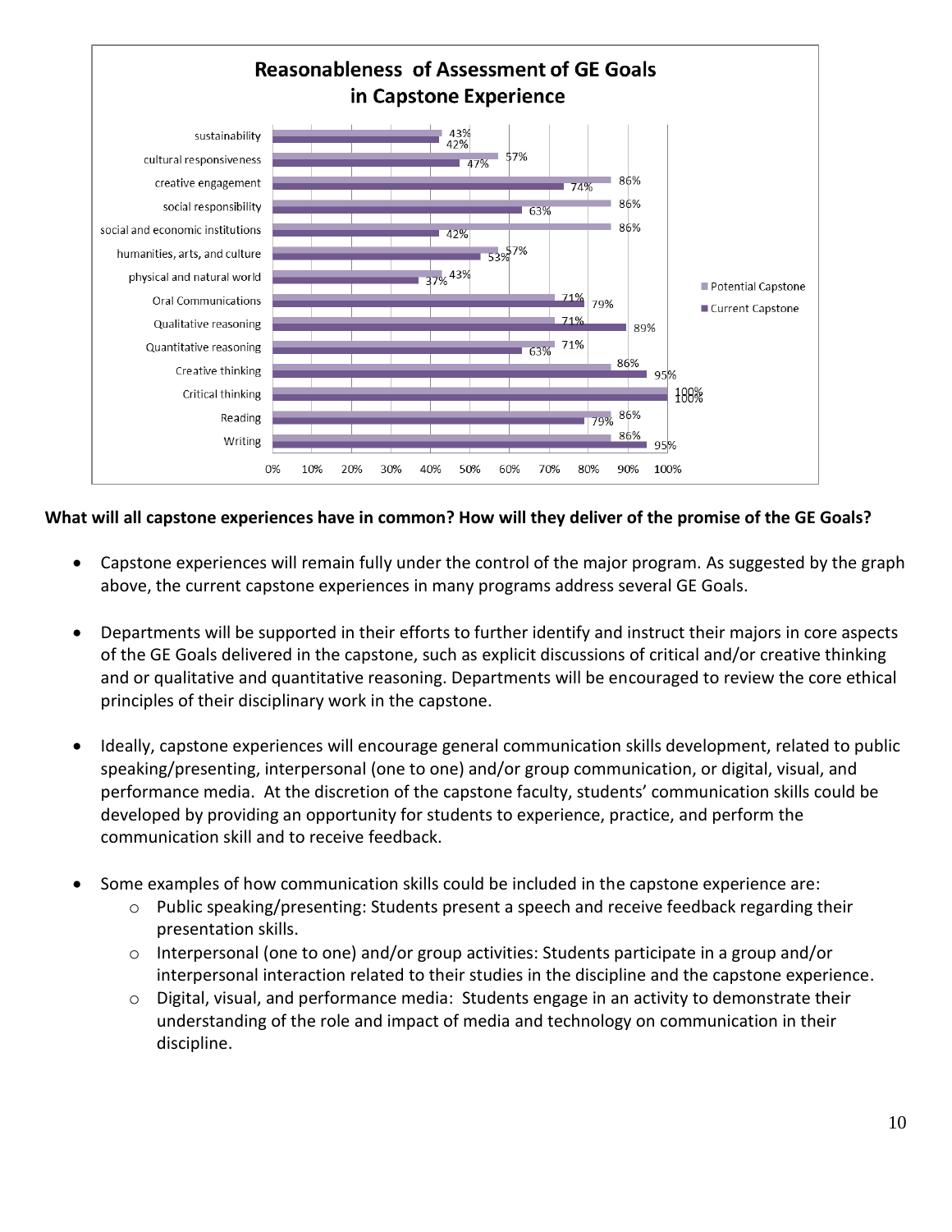**Reasonableness of Assessment of GE Goals in Capstone Experience**

| GE Goal | Potential Capstone | Current Capstone |
|---|---|---|
| sustainability | 43% | 42% |
| cultural responsiveness | 57% | 47% |
| creative engagement | 86% | 74% |
| social responsibility | 86% | 63% |
| social and economic institutions | 86% | 42% |
| humanities, arts, and culture | 57% | 53% |
| physical and natural world | 43% | 37% |
| Oral Communications | 71% | 79% |
| Qualitative reasoning | 71% | 89% |
| Quantitative reasoning | 71% | 63% |
| Creative thinking | 86% | 95% |
| Critical thinking | 100% | 100% |
| Reading | 86% | 79% |
| Writing | 86% | 95% |

**What will all capstone experiences have in common? How will they deliver of the promise of the GE Goals?**

- Capstone experiences will remain fully under the control of the major program. As suggested by the graph above, the current capstone experiences in many programs address several GE Goals.
- Departments will be supported in their efforts to further identify and instruct their majors in core aspects of the GE Goals delivered in the capstone, such as explicit discussions of critical and/or creative thinking and or qualitative and quantitative reasoning. Departments will be encouraged to review the core ethical principles of their disciplinary work in the capstone.
- Ideally, capstone experiences will encourage general communication skills development, related to public speaking/presenting, interpersonal (one to one) and/or group communication, or digital, visual, and performance media. At the discretion of the capstone faculty, students' communication skills could be developed by providing an opportunity for students to experience, practice, and perform the communication skill and to receive feedback.
- Some examples of how communication skills could be included in the capstone experience are:
  - Public speaking/presenting: Students present a speech and receive feedback regarding their presentation skills.
  - Interpersonal (one to one) and/or group activities: Students participate in a group and/or interpersonal interaction related to their studies in the discipline and the capstone experience.
  - Digital, visual, and performance media: Students engage in an activity to demonstrate their understanding of the role and impact of media and technology on communication in their discipline.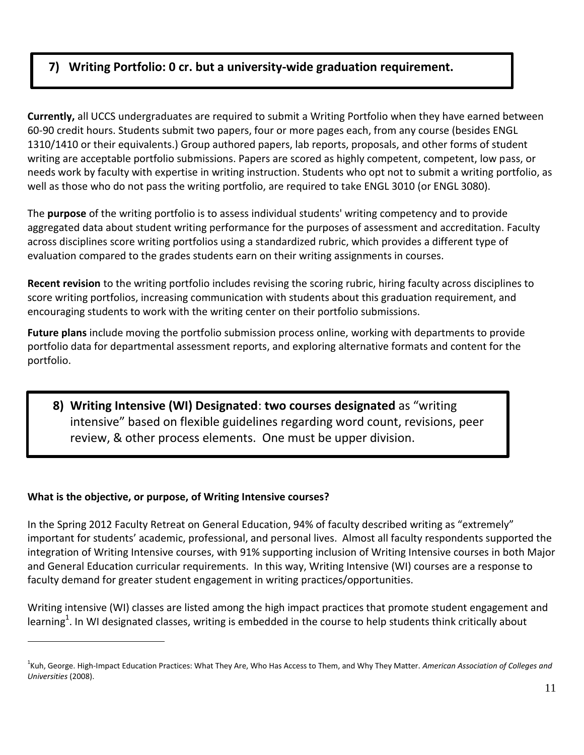## 7) Writing Portfolio: 0 cr. but a university-wide graduation requirement.

**Currently,** all UCCS undergraduates are required to submit a Writing Portfolio when they have earned between 60-90 credit hours. Students submit two papers, four or more pages each, from any course (besides ENGL 1310/1410 or their equivalents.) Group authored papers, lab reports, proposals, and other forms of student writing are acceptable portfolio submissions. Papers are scored as highly competent, competent, low pass, or needs work by faculty with expertise in writing instruction. Students who opt not to submit a writing portfolio, as well as those who do not pass the writing portfolio, are required to take ENGL 3010 (or ENGL 3080).

The **purpose** of the writing portfolio is to assess individual students' writing competency and to provide aggregated data about student writing performance for the purposes of assessment and accreditation. Faculty across disciplines score writing portfolios using a standardized rubric, which provides a different type of evaluation compared to the grades students earn on their writing assignments in courses.

**Recent revision** to the writing portfolio includes revising the scoring rubric, hiring faculty across disciplines to score writing portfolios, increasing communication with students about this graduation requirement, and encouraging students to work with the writing center on their portfolio submissions.

**Future plans** include moving the portfolio submission process online, working with departments to provide portfolio data for departmental assessment reports, and exploring alternative formats and content for the portfolio.

## 8) Writing Intensive (WI) Designated: two courses designated as "writing intensive" based on flexible guidelines regarding word count, revisions, peer review, & other process elements. One must be upper division.

**What is the objective, or purpose, of Writing Intensive courses?**

In the Spring 2012 Faculty Retreat on General Education, 94% of faculty described writing as "extremely" important for students' academic, professional, and personal lives. Almost all faculty respondents supported the integration of Writing Intensive courses, with 91% supporting inclusion of Writing Intensive courses in both Major and General Education curricular requirements. In this way, Writing Intensive (WI) courses are a response to faculty demand for greater student engagement in writing practices/opportunities.

Writing intensive (WI) classes are listed among the high impact practices that promote student engagement and learning[1]. In WI designated classes, writing is embedded in the course to help students think critically about

[1] Kuh, George. High-Impact Education Practices: What They Are, Who Has Access to Them, and Why They Matter. *American Association of Colleges and Universities* (2008).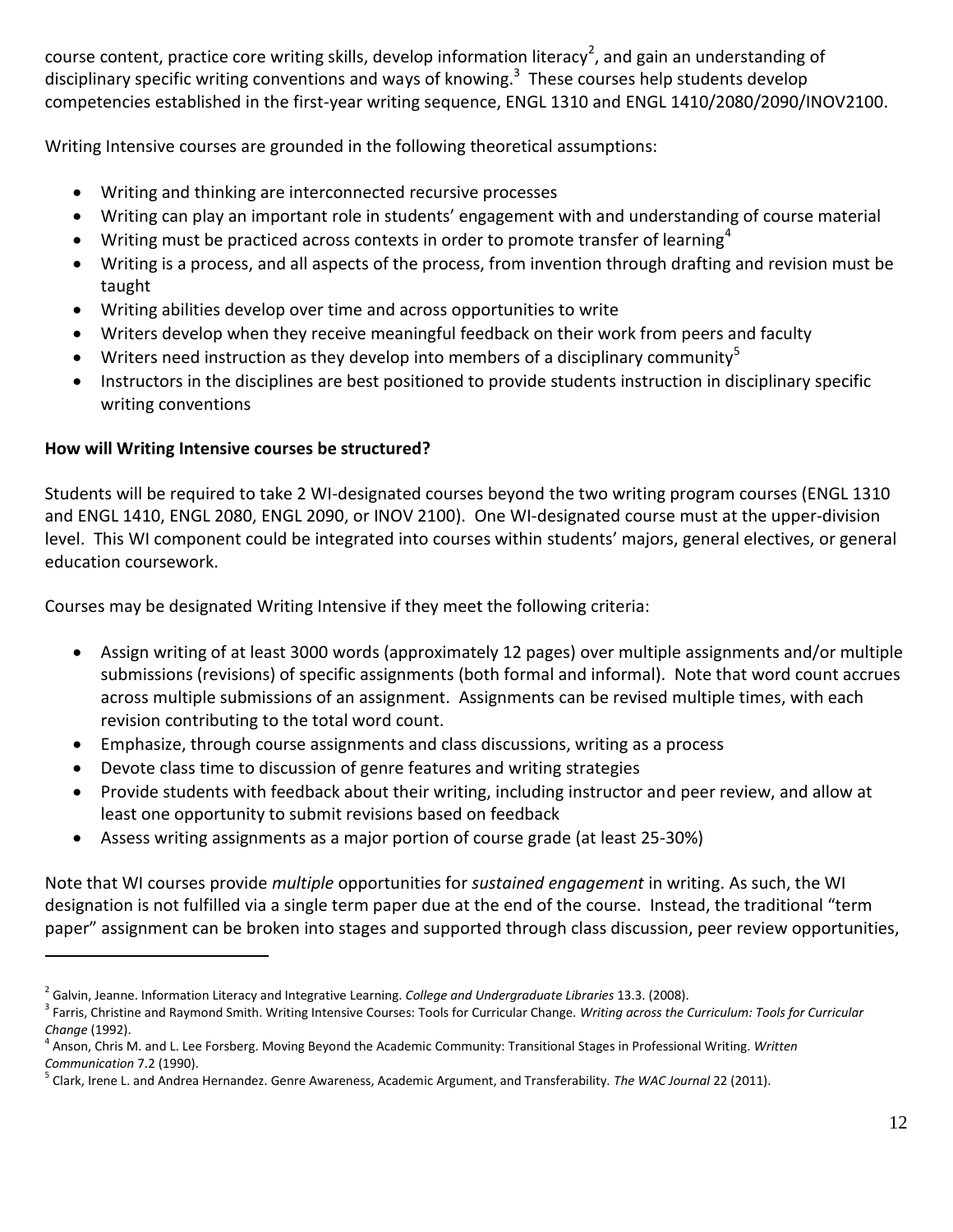course content, practice core writing skills, develop information literacy[2], and gain an understanding of disciplinary specific writing conventions and ways of knowing.[3] These courses help students develop competencies established in the first-year writing sequence, ENGL 1310 and ENGL 1410/2080/2090/INOV2100.

Writing Intensive courses are grounded in the following theoretical assumptions:

- Writing and thinking are interconnected recursive processes
- Writing can play an important role in students' engagement with and understanding of course material
- Writing must be practiced across contexts in order to promote transfer of learning[4]
- Writing is a process, and all aspects of the process, from invention through drafting and revision must be taught
- Writing abilities develop over time and across opportunities to write
- Writers develop when they receive meaningful feedback on their work from peers and faculty
- Writers need instruction as they develop into members of a disciplinary community[5]
- Instructors in the disciplines are best positioned to provide students instruction in disciplinary specific writing conventions

**How will Writing Intensive courses be structured?**

Students will be required to take 2 WI-designated courses beyond the two writing program courses (ENGL 1310 and ENGL 1410, ENGL 2080, ENGL 2090, or INOV 2100). One WI-designated course must at the upper-division level. This WI component could be integrated into courses within students' majors, general electives, or general education coursework.

Courses may be designated Writing Intensive if they meet the following criteria:

- Assign writing of at least 3000 words (approximately 12 pages) over multiple assignments and/or multiple submissions (revisions) of specific assignments (both formal and informal). Note that word count accrues across multiple submissions of an assignment. Assignments can be revised multiple times, with each revision contributing to the total word count.
- Emphasize, through course assignments and class discussions, writing as a process
- Devote class time to discussion of genre features and writing strategies
- Provide students with feedback about their writing, including instructor and peer review, and allow at least one opportunity to submit revisions based on feedback
- Assess writing assignments as a major portion of course grade (at least 25-30%)

Note that WI courses provide *multiple* opportunities for *sustained engagement* in writing. As such, the WI designation is not fulfilled via a single term paper due at the end of the course. Instead, the traditional "term paper" assignment can be broken into stages and supported through class discussion, peer review opportunities,

---

[2] Galvin, Jeanne. Information Literacy and Integrative Learning. *College and Undergraduate Libraries* 13.3. (2008).

[3] Farris, Christine and Raymond Smith. Writing Intensive Courses: Tools for Curricular Change. *Writing across the Curriculum: Tools for Curricular Change* (1992).

[4] Anson, Chris M. and L. Lee Forsberg. Moving Beyond the Academic Community: Transitional Stages in Professional Writing. *Written Communication* 7.2 (1990).

[5] Clark, Irene L. and Andrea Hernandez. Genre Awareness, Academic Argument, and Transferability. *The WAC Journal* 22 (2011).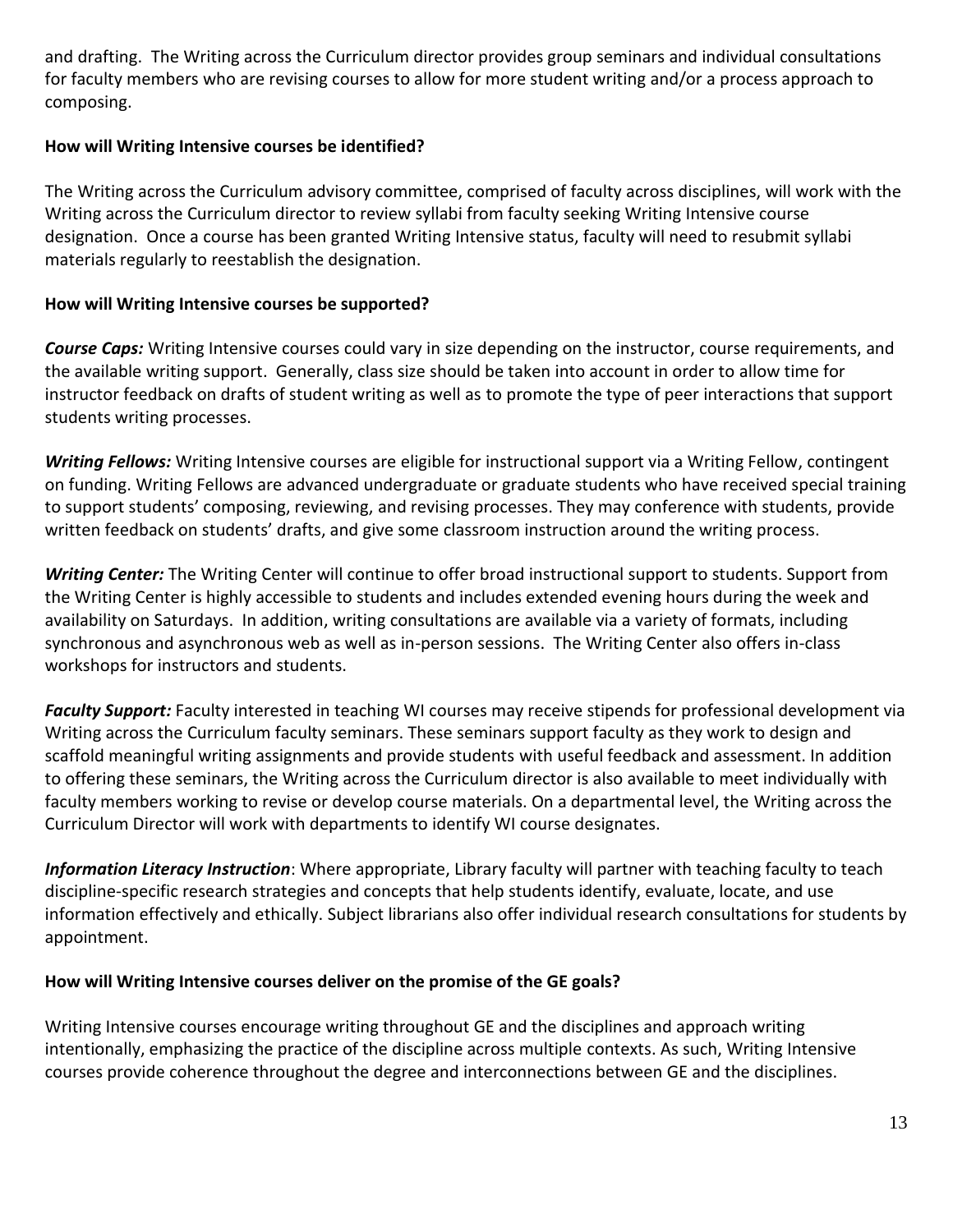and drafting. The Writing across the Curriculum director provides group seminars and individual consultations for faculty members who are revising courses to allow for more student writing and/or a process approach to composing.

**How will Writing Intensive courses be identified?**

The Writing across the Curriculum advisory committee, comprised of faculty across disciplines, will work with the Writing across the Curriculum director to review syllabi from faculty seeking Writing Intensive course designation. Once a course has been granted Writing Intensive status, faculty will need to resubmit syllabi materials regularly to reestablish the designation.

**How will Writing Intensive courses be supported?**

***Course Caps:*** Writing Intensive courses could vary in size depending on the instructor, course requirements, and the available writing support. Generally, class size should be taken into account in order to allow time for instructor feedback on drafts of student writing as well as to promote the type of peer interactions that support students writing processes.

***Writing Fellows:*** Writing Intensive courses are eligible for instructional support via a Writing Fellow, contingent on funding. Writing Fellows are advanced undergraduate or graduate students who have received special training to support students' composing, reviewing, and revising processes. They may conference with students, provide written feedback on students' drafts, and give some classroom instruction around the writing process.

***Writing Center:*** The Writing Center will continue to offer broad instructional support to students. Support from the Writing Center is highly accessible to students and includes extended evening hours during the week and availability on Saturdays. In addition, writing consultations are available via a variety of formats, including synchronous and asynchronous web as well as in-person sessions. The Writing Center also offers in-class workshops for instructors and students.

***Faculty Support:*** Faculty interested in teaching WI courses may receive stipends for professional development via Writing across the Curriculum faculty seminars. These seminars support faculty as they work to design and scaffold meaningful writing assignments and provide students with useful feedback and assessment. In addition to offering these seminars, the Writing across the Curriculum director is also available to meet individually with faculty members working to revise or develop course materials. On a departmental level, the Writing across the Curriculum Director will work with departments to identify WI course designates.

***Information Literacy Instruction***: Where appropriate, Library faculty will partner with teaching faculty to teach discipline-specific research strategies and concepts that help students identify, evaluate, locate, and use information effectively and ethically. Subject librarians also offer individual research consultations for students by appointment.

**How will Writing Intensive courses deliver on the promise of the GE goals?**

Writing Intensive courses encourage writing throughout GE and the disciplines and approach writing intentionally, emphasizing the practice of the discipline across multiple contexts. As such, Writing Intensive courses provide coherence throughout the degree and interconnections between GE and the disciplines.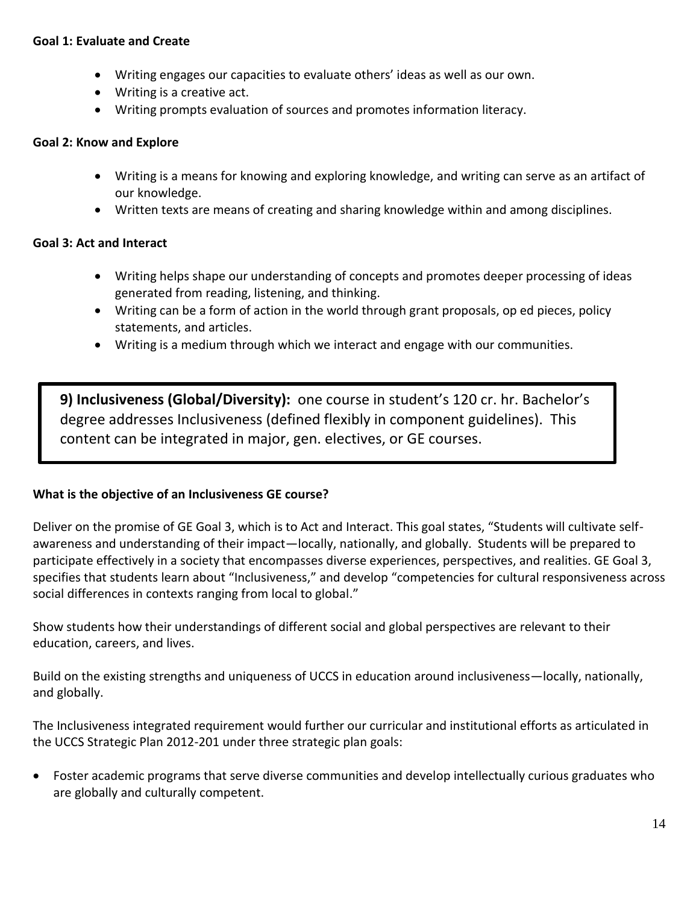**Goal 1: Evaluate and Create**

- Writing engages our capacities to evaluate others' ideas as well as our own.
- Writing is a creative act.
- Writing prompts evaluation of sources and promotes information literacy.

**Goal 2: Know and Explore**

- Writing is a means for knowing and exploring knowledge, and writing can serve as an artifact of our knowledge.
- Written texts are means of creating and sharing knowledge within and among disciplines.

**Goal 3: Act and Interact**

- Writing helps shape our understanding of concepts and promotes deeper processing of ideas generated from reading, listening, and thinking.
- Writing can be a form of action in the world through grant proposals, op ed pieces, policy statements, and articles.
- Writing is a medium through which we interact and engage with our communities.

**9) Inclusiveness (Global/Diversity):** one course in student's 120 cr. hr. Bachelor's degree addresses Inclusiveness (defined flexibly in component guidelines). This content can be integrated in major, gen. electives, or GE courses.

**What is the objective of an Inclusiveness GE course?**

Deliver on the promise of GE Goal 3, which is to Act and Interact. This goal states, "Students will cultivate self-awareness and understanding of their impact—locally, nationally, and globally. Students will be prepared to participate effectively in a society that encompasses diverse experiences, perspectives, and realities. GE Goal 3, specifies that students learn about "Inclusiveness," and develop "competencies for cultural responsiveness across social differences in contexts ranging from local to global."

Show students how their understandings of different social and global perspectives are relevant to their education, careers, and lives.

Build on the existing strengths and uniqueness of UCCS in education around inclusiveness—locally, nationally, and globally.

The Inclusiveness integrated requirement would further our curricular and institutional efforts as articulated in the UCCS Strategic Plan 2012-201 under three strategic plan goals:

- Foster academic programs that serve diverse communities and develop intellectually curious graduates who are globally and culturally competent.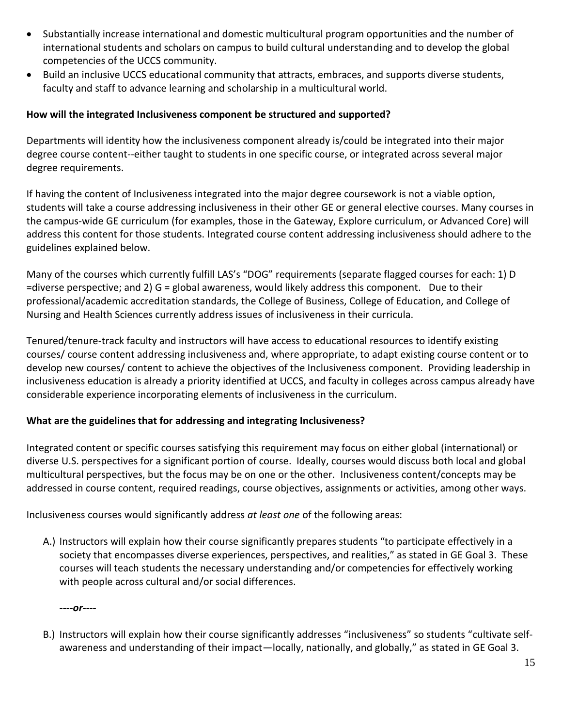- Substantially increase international and domestic multicultural program opportunities and the number of international students and scholars on campus to build cultural understanding and to develop the global competencies of the UCCS community.
- Build an inclusive UCCS educational community that attracts, embraces, and supports diverse students, faculty and staff to advance learning and scholarship in a multicultural world.

**How will the integrated Inclusiveness component be structured and supported?**

Departments will identity how the inclusiveness component already is/could be integrated into their major degree course content--either taught to students in one specific course, or integrated across several major degree requirements.

If having the content of Inclusiveness integrated into the major degree coursework is not a viable option, students will take a course addressing inclusiveness in their other GE or general elective courses. Many courses in the campus-wide GE curriculum (for examples, those in the Gateway, Explore curriculum, or Advanced Core) will address this content for those students. Integrated course content addressing inclusiveness should adhere to the guidelines explained below.

Many of the courses which currently fulfill LAS's "DOG" requirements (separate flagged courses for each: 1) D =diverse perspective; and 2) G = global awareness, would likely address this component. Due to their professional/academic accreditation standards, the College of Business, College of Education, and College of Nursing and Health Sciences currently address issues of inclusiveness in their curricula.

Tenured/tenure-track faculty and instructors will have access to educational resources to identify existing courses/ course content addressing inclusiveness and, where appropriate, to adapt existing course content or to develop new courses/ content to achieve the objectives of the Inclusiveness component. Providing leadership in inclusiveness education is already a priority identified at UCCS, and faculty in colleges across campus already have considerable experience incorporating elements of inclusiveness in the curriculum.

**What are the guidelines that for addressing and integrating Inclusiveness?**

Integrated content or specific courses satisfying this requirement may focus on either global (international) or diverse U.S. perspectives for a significant portion of course. Ideally, courses would discuss both local and global multicultural perspectives, but the focus may be on one or the other. Inclusiveness content/concepts may be addressed in course content, required readings, course objectives, assignments or activities, among other ways.

Inclusiveness courses would significantly address *at least one* of the following areas:

A.) Instructors will explain how their course significantly prepares students "to participate effectively in a society that encompasses diverse experiences, perspectives, and realities," as stated in GE Goal 3. These courses will teach students the necessary understanding and/or competencies for effectively working with people across cultural and/or social differences.

***----or----***

B.) Instructors will explain how their course significantly addresses "inclusiveness" so students "cultivate self-awareness and understanding of their impact—locally, nationally, and globally," as stated in GE Goal 3.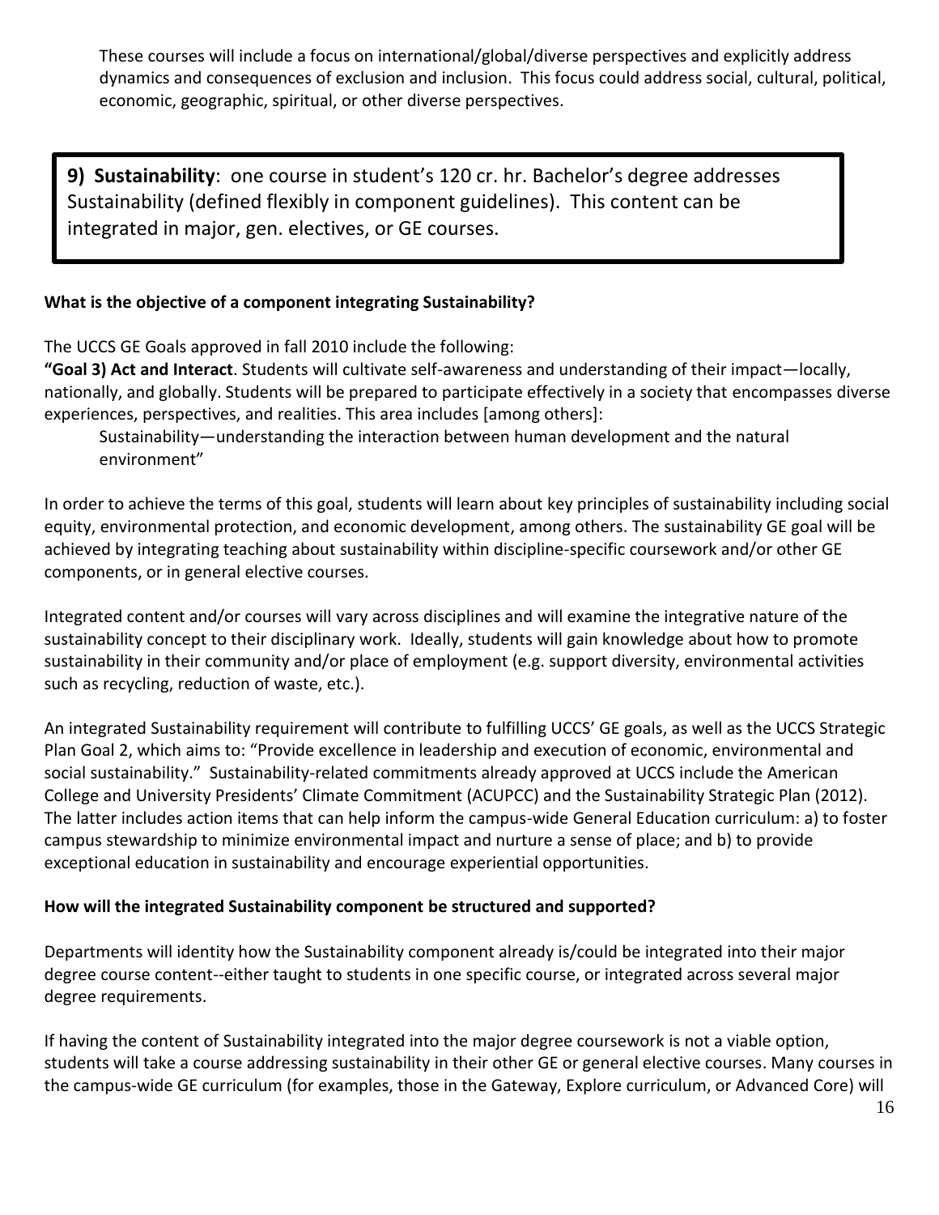These courses will include a focus on international/global/diverse perspectives and explicitly address dynamics and consequences of exclusion and inclusion. This focus could address social, cultural, political, economic, geographic, spiritual, or other diverse perspectives.

**9) Sustainability**: one course in student's 120 cr. hr. Bachelor's degree addresses Sustainability (defined flexibly in component guidelines). This content can be integrated in major, gen. electives, or GE courses.

**What is the objective of a component integrating Sustainability?**

The UCCS GE Goals approved in fall 2010 include the following:

**"Goal 3) Act and Interact**. Students will cultivate self-awareness and understanding of their impact—locally, nationally, and globally. Students will be prepared to participate effectively in a society that encompasses diverse experiences, perspectives, and realities. This area includes [among others]:

Sustainability—understanding the interaction between human development and the natural environment"

In order to achieve the terms of this goal, students will learn about key principles of sustainability including social equity, environmental protection, and economic development, among others. The sustainability GE goal will be achieved by integrating teaching about sustainability within discipline-specific coursework and/or other GE components, or in general elective courses.

Integrated content and/or courses will vary across disciplines and will examine the integrative nature of the sustainability concept to their disciplinary work. Ideally, students will gain knowledge about how to promote sustainability in their community and/or place of employment (e.g. support diversity, environmental activities such as recycling, reduction of waste, etc.).

An integrated Sustainability requirement will contribute to fulfilling UCCS' GE goals, as well as the UCCS Strategic Plan Goal 2, which aims to: "Provide excellence in leadership and execution of economic, environmental and social sustainability." Sustainability-related commitments already approved at UCCS include the American College and University Presidents' Climate Commitment (ACUPCC) and the Sustainability Strategic Plan (2012). The latter includes action items that can help inform the campus-wide General Education curriculum: a) to foster campus stewardship to minimize environmental impact and nurture a sense of place; and b) to provide exceptional education in sustainability and encourage experiential opportunities.

**How will the integrated Sustainability component be structured and supported?**

Departments will identity how the Sustainability component already is/could be integrated into their major degree course content--either taught to students in one specific course, or integrated across several major degree requirements.

If having the content of Sustainability integrated into the major degree coursework is not a viable option, students will take a course addressing sustainability in their other GE or general elective courses. Many courses in the campus-wide GE curriculum (for examples, those in the Gateway, Explore curriculum, or Advanced Core) will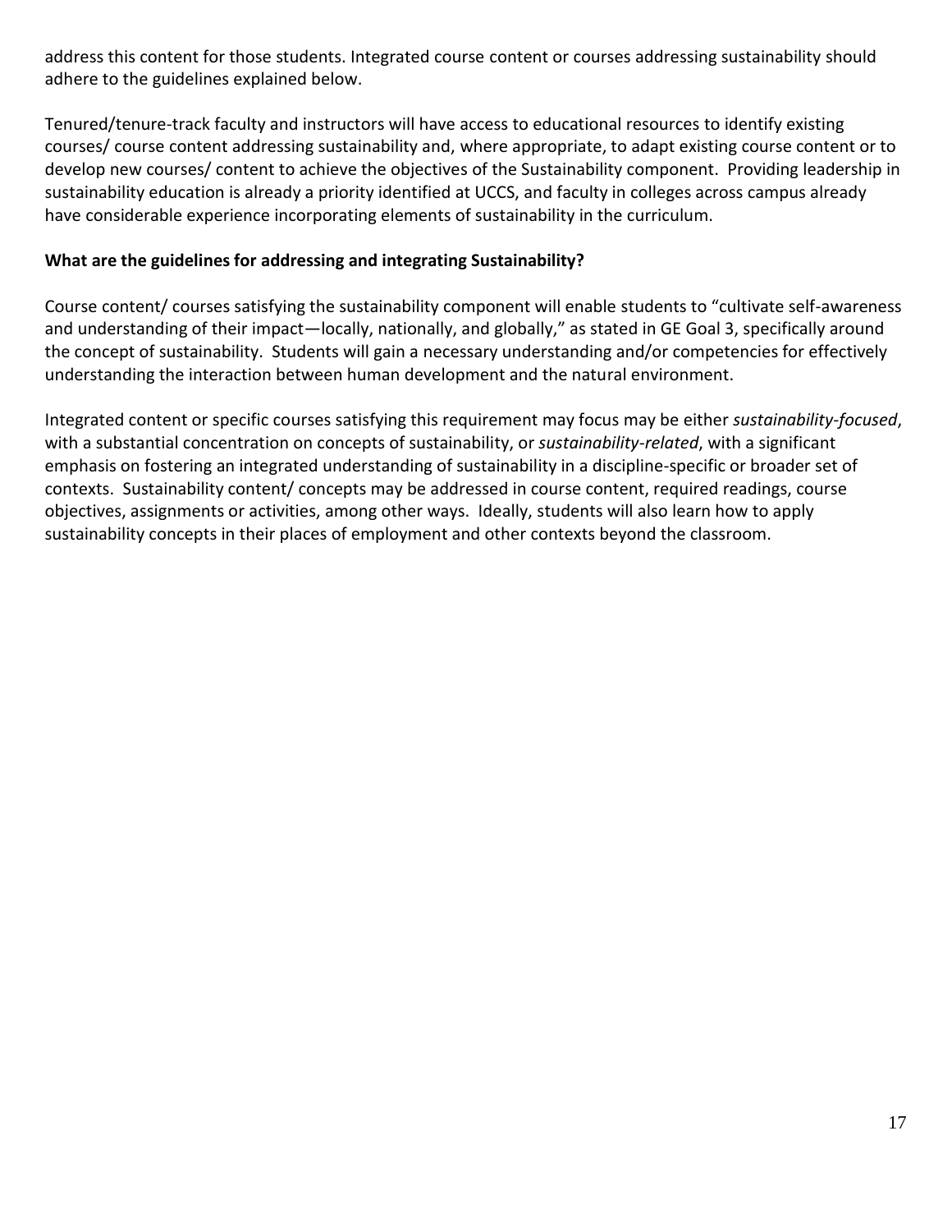address this content for those students. Integrated course content or courses addressing sustainability should adhere to the guidelines explained below.

Tenured/tenure-track faculty and instructors will have access to educational resources to identify existing courses/ course content addressing sustainability and, where appropriate, to adapt existing course content or to develop new courses/ content to achieve the objectives of the Sustainability component. Providing leadership in sustainability education is already a priority identified at UCCS, and faculty in colleges across campus already have considerable experience incorporating elements of sustainability in the curriculum.

**What are the guidelines for addressing and integrating Sustainability?**

Course content/ courses satisfying the sustainability component will enable students to "cultivate self-awareness and understanding of their impact—locally, nationally, and globally," as stated in GE Goal 3, specifically around the concept of sustainability. Students will gain a necessary understanding and/or competencies for effectively understanding the interaction between human development and the natural environment.

Integrated content or specific courses satisfying this requirement may focus may be either *sustainability-focused*, with a substantial concentration on concepts of sustainability, or *sustainability-related*, with a significant emphasis on fostering an integrated understanding of sustainability in a discipline-specific or broader set of contexts. Sustainability content/ concepts may be addressed in course content, required readings, course objectives, assignments or activities, among other ways. Ideally, students will also learn how to apply sustainability concepts in their places of employment and other contexts beyond the classroom.